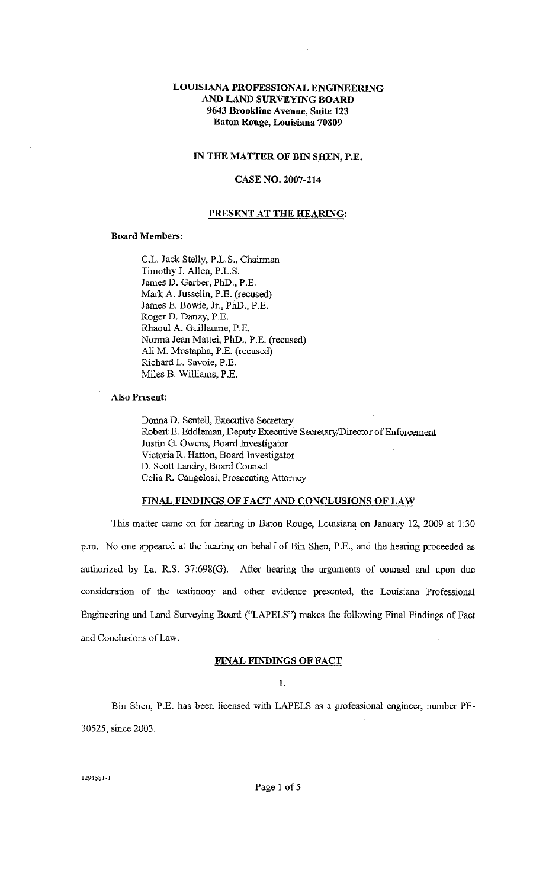**LOUISIANA PROFESSIONAL ENGINEERING AND LAND SURVEYING BOARD**
**9643 Brookline Avenue, Suite 123**
**Baton Rouge, Louisiana 70809**

**IN THE MATTER OF BIN SHEN, P.E.**

**CASE NO. 2007-214**

## PRESENT AT THE HEARING:

**Board Members:**

C.L. Jack Stelly, P.L.S., Chairman
Timothy J. Allen, P.L.S.
James D. Garber, PhD., P.E.
Mark A. Jusselin, P.E. (recused)
James E. Bowie, Jr., PhD., P.E.
Roger D. Danzy, P.E.
Rhaoul A. Guillaume, P.E.
Norma Jean Mattei, PhD., P.E. (recused)
Ali M. Mustapha, P.E. (recused)
Richard L. Savoie, P.E.
Miles B. Williams, P.E.

**Also Present:**

Donna D. Sentell, Executive Secretary
Robert E. Eddleman, Deputy Executive Secretary/Director of Enforcement
Justin G. Owens, Board Investigator
Victoria R. Hatton, Board Investigator
D. Scott Landry, Board Counsel
Celia R. Cangelosi, Prosecuting Attorney

## FINAL FINDINGS OF FACT AND CONCLUSIONS OF LAW

This matter came on for hearing in Baton Rouge, Louisiana on January 12, 2009 at 1:30 p.m. No one appeared at the hearing on behalf of Bin Shen, P.E., and the hearing proceeded as authorized by La. R.S. 37:698(G). After hearing the arguments of counsel and upon due consideration of the testimony and other evidence presented, the Louisiana Professional Engineering and Land Surveying Board ("LAPELS") makes the following Final Findings of Fact and Conclusions of Law.

## FINAL FINDINGS OF FACT

1.

Bin Shen, P.E. has been licensed with LAPELS as a professional engineer, number PE-30525, since 2003.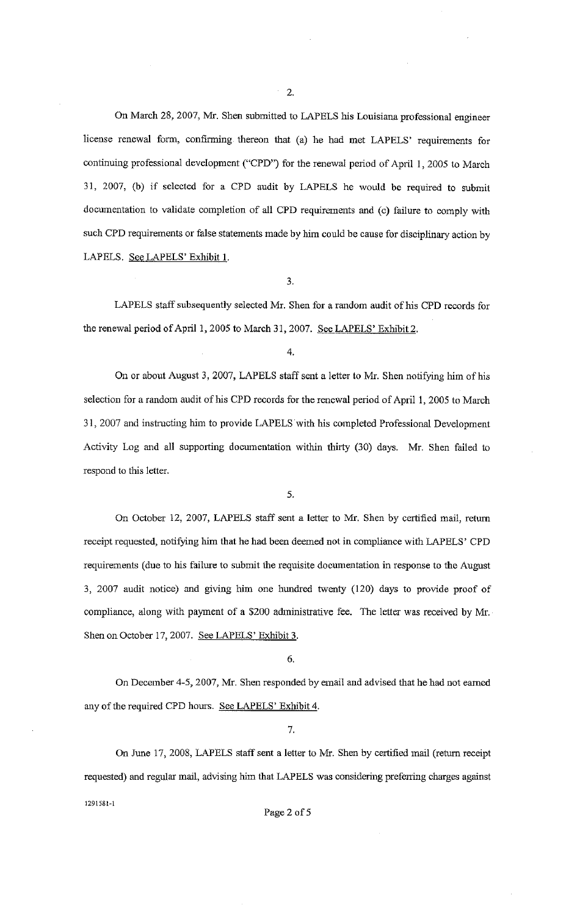2.

On March 28, 2007, Mr. Shen submitted to LAPELS his Louisiana professional engineer license renewal form, confirming thereon that (a) he had met LAPELS' requirements for continuing professional development ("CPD") for the renewal period of April 1, 2005 to March 31, 2007, (b) if selected for a CPD audit by LAPELS he would be required to submit documentation to validate completion of all CPD requirements and (c) failure to comply with such CPD requirements or false statements made by him could be cause for disciplinary action by LAPELS. See LAPELS' Exhibit 1.

3.

LAPELS staff subsequently selected Mr. Shen for a random audit of his CPD records for the renewal period of April 1, 2005 to March 31, 2007. See LAPELS' Exhibit 2.

4.

On or about August 3, 2007, LAPELS staff sent a letter to Mr. Shen notifying him of his selection for a random audit of his CPD records for the renewal period of April 1, 2005 to March 31, 2007 and instructing him to provide LAPELS with his completed Professional Development Activity Log and all supporting documentation within thirty (30) days. Mr. Shen failed to respond to this letter.

5.

On October 12, 2007, LAPELS staff sent a letter to Mr. Shen by certified mail, return receipt requested, notifying him that he had been deemed not in compliance with LAPELS' CPD requirements (due to his failure to submit the requisite documentation in response to the August 3, 2007 audit notice) and giving him one hundred twenty (120) days to provide proof of compliance, along with payment of a $200 administrative fee. The letter was received by Mr. Shen on October 17, 2007. See LAPELS' Exhibit 3.

6.

On December 4-5, 2007, Mr. Shen responded by email and advised that he had not earned any of the required CPD hours. See LAPELS' Exhibit 4.

7.

On June 17, 2008, LAPELS staff sent a letter to Mr. Shen by certified mail (return receipt requested) and regular mail, advising him that LAPELS was considering preferring charges against

1291581-1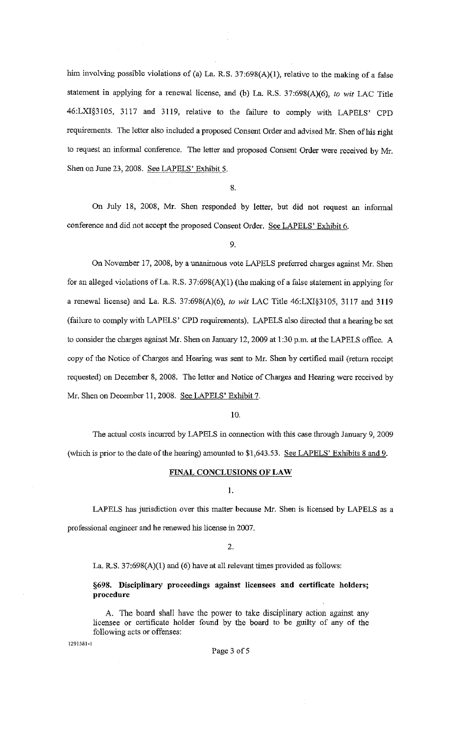him involving possible violations of (a) La. R.S. 37:698(A)(1), relative to the making of a false statement in applying for a renewal license, and (b) La. R.S. 37:698(A)(6), *to wit* LAC Title 46:LXI§3105, 3117 and 3119, relative to the failure to comply with LAPELS' CPD requirements. The letter also included a proposed Consent Order and advised Mr. Shen of his right to request an informal conference. The letter and proposed Consent Order were received by Mr. Shen on June 23, 2008. See LAPELS' Exhibit 5.

8.

On July 18, 2008, Mr. Shen responded by letter, but did not request an informal conference and did not accept the proposed Consent Order. See LAPELS' Exhibit 6.

9.

On November 17, 2008, by a unanimous vote LAPELS preferred charges against Mr. Shen for an alleged violations of La. R.S. 37:698(A)(1) (the making of a false statement in applying for a renewal license) and La. R.S. 37:698(A)(6), *to wit* LAC Title 46:LXI§3105, 3117 and 3119 (failure to comply with LAPELS' CPD requirements). LAPELS also directed that a hearing be set to consider the charges against Mr. Shen on January 12, 2009 at 1:30 p.m. at the LAPELS office. A copy of the Notice of Charges and Hearing was sent to Mr. Shen by certified mail (return receipt requested) on December 8, 2008. The letter and Notice of Charges and Hearing were received by Mr. Shen on December 11, 2008. See LAPELS' Exhibit 7.

10.

The actual costs incurred by LAPELS in connection with this case through January 9, 2009 (which is prior to the date of the hearing) amounted to $1,643.53. See LAPELS' Exhibits 8 and 9.

## FINAL CONCLUSIONS OF LAW

1.

LAPELS has jurisdiction over this matter because Mr. Shen is licensed by LAPELS as a professional engineer and he renewed his license in 2007.

2.

La. R.S. 37:698(A)(1) and (6) have at all relevant times provided as follows:

> **§698. Disciplinary proceedings against licensees and certificate holders; procedure**
>
> A. The board shall have the power to take disciplinary action against any licensee or certificate holder found by the board to be guilty of any of the following acts or offenses:

1291581-1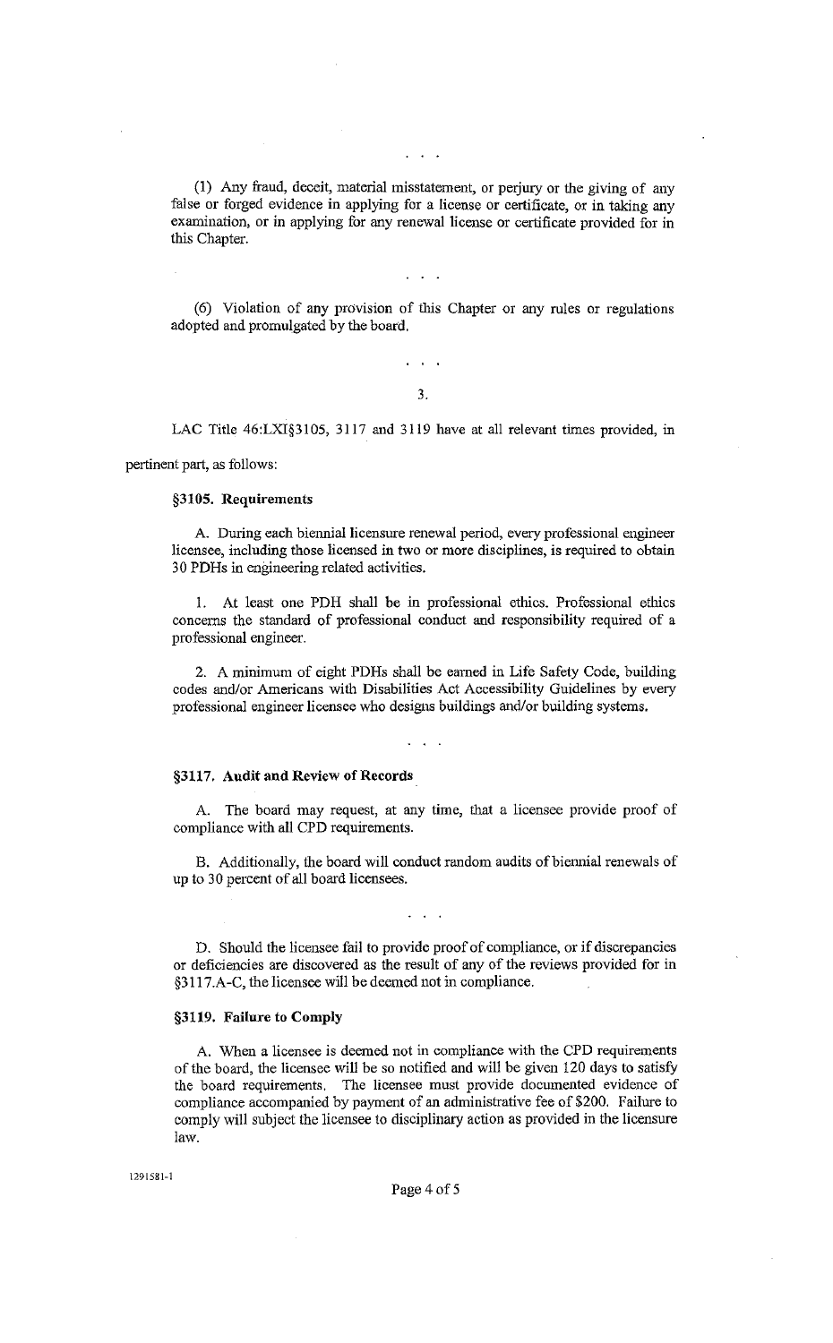. . .

(1) Any fraud, deceit, material misstatement, or perjury or the giving of any false or forged evidence in applying for a license or certificate, or in taking any examination, or in applying for any renewal license or certificate provided for in this Chapter.

. . .

(6) Violation of any provision of this Chapter or any rules or regulations adopted and promulgated by the board.

. . .

3.

LAC Title 46:LXI§3105, 3117 and 3119 have at all relevant times provided, in pertinent part, as follows:

**§3105. Requirements**

A. During each biennial licensure renewal period, every professional engineer licensee, including those licensed in two or more disciplines, is required to obtain 30 PDHs in engineering related activities.

1. At least one PDH shall be in professional ethics. Professional ethics concerns the standard of professional conduct and responsibility required of a professional engineer.

2. A minimum of eight PDHs shall be earned in Life Safety Code, building codes and/or Americans with Disabilities Act Accessibility Guidelines by every professional engineer licensee who designs buildings and/or building systems.

. . .

**§3117. Audit and Review of Records**

A. The board may request, at any time, that a licensee provide proof of compliance with all CPD requirements.

B. Additionally, the board will conduct random audits of biennial renewals of up to 30 percent of all board licensees.

. . .

D. Should the licensee fail to provide proof of compliance, or if discrepancies or deficiencies are discovered as the result of any of the reviews provided for in §3117.A-C, the licensee will be deemed not in compliance.

**§3119. Failure to Comply**

A. When a licensee is deemed not in compliance with the CPD requirements of the board, the licensee will be so notified and will be given 120 days to satisfy the board requirements. The licensee must provide documented evidence of compliance accompanied by payment of an administrative fee of $200. Failure to comply will subject the licensee to disciplinary action as provided in the licensure law.

1291581-1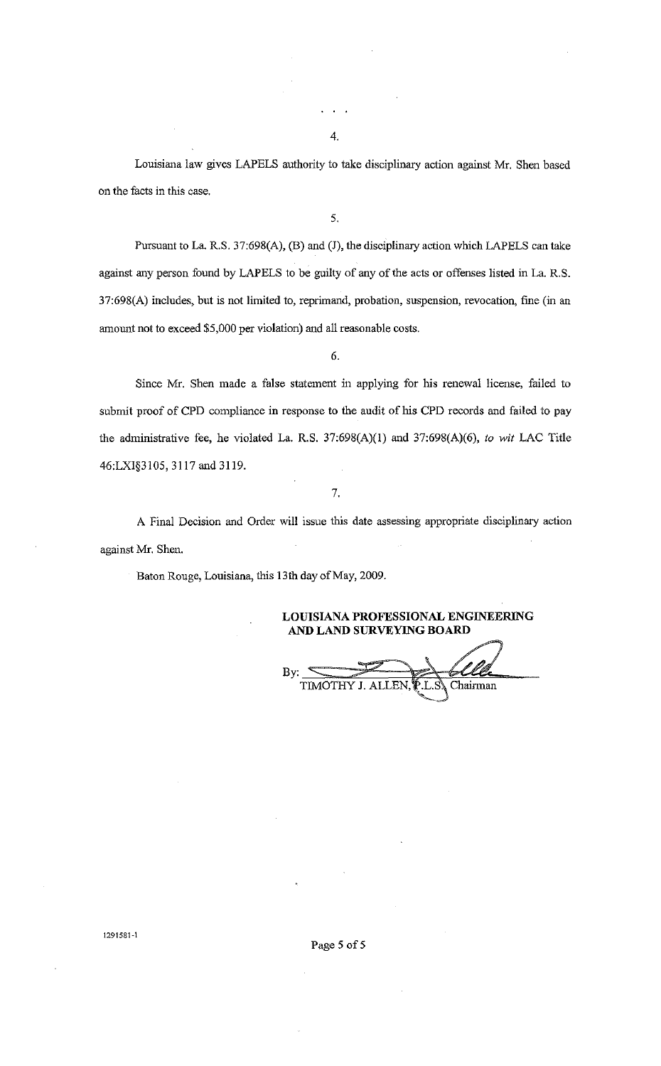. . .

4.

Louisiana law gives LAPELS authority to take disciplinary action against Mr. Shen based on the facts in this case.

5.

Pursuant to La. R.S. 37:698(A), (B) and (J), the disciplinary action which LAPELS can take against any person found by LAPELS to be guilty of any of the acts or offenses listed in La. R.S. 37:698(A) includes, but is not limited to, reprimand, probation, suspension, revocation, fine (in an amount not to exceed $5,000 per violation) and all reasonable costs.

6.

Since Mr. Shen made a false statement in applying for his renewal license, failed to submit proof of CPD compliance in response to the audit of his CPD records and failed to pay the administrative fee, he violated La. R.S. 37:698(A)(1) and 37:698(A)(6), *to wit* LAC Title 46:LXI§3105, 3117 and 3119.

7.

A Final Decision and Order will issue this date assessing appropriate disciplinary action against Mr. Shen.

Baton Rouge, Louisiana, this 13th day of May, 2009.

**LOUISIANA PROFESSIONAL ENGINEERING AND LAND SURVEYING BOARD**

By: ______________________
TIMOTHY J. ALLEN, P.L.S., Chairman

1291581-1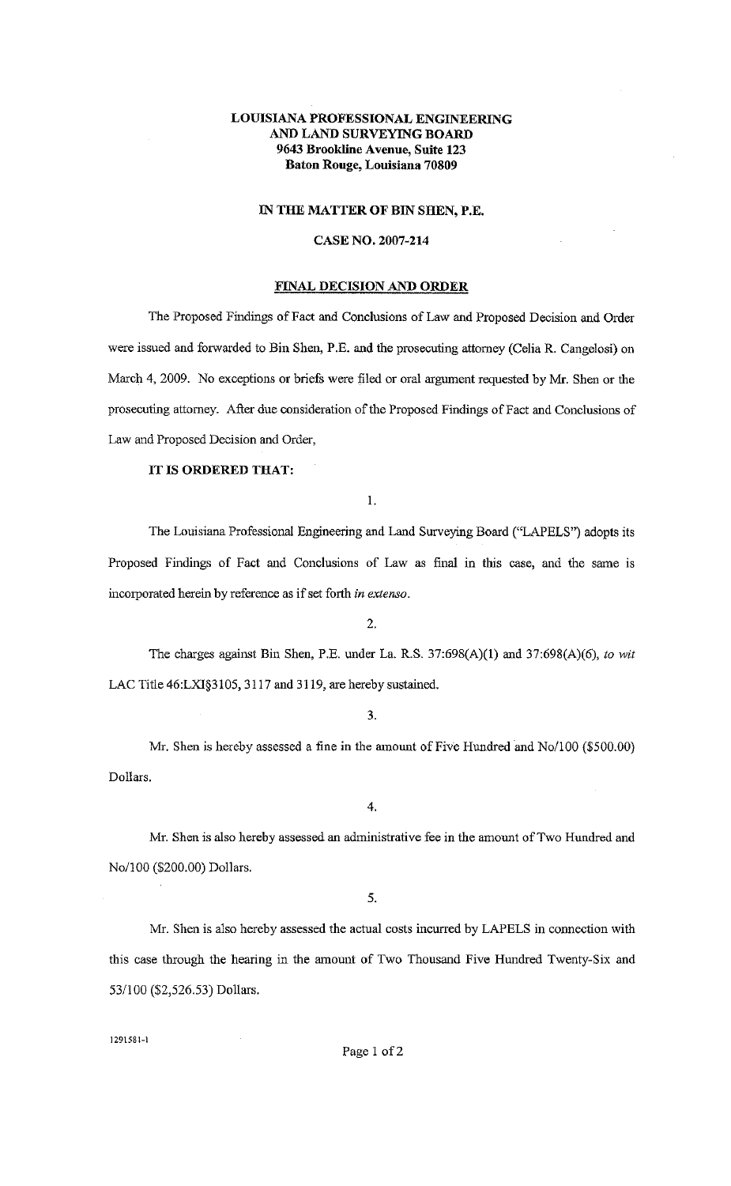**LOUISIANA PROFESSIONAL ENGINEERING AND LAND SURVEYING BOARD**
**9643 Brookline Avenue, Suite 123**
**Baton Rouge, Louisiana 70809**

**IN THE MATTER OF BIN SHEN, P.E.**

**CASE NO. 2007-214**

**FINAL DECISION AND ORDER**

The Proposed Findings of Fact and Conclusions of Law and Proposed Decision and Order were issued and forwarded to Bin Shen, P.E. and the prosecuting attorney (Celia R. Cangelosi) on March 4, 2009. No exceptions or briefs were filed or oral argument requested by Mr. Shen or the prosecuting attorney. After due consideration of the Proposed Findings of Fact and Conclusions of Law and Proposed Decision and Order,

**IT IS ORDERED THAT:**

1.

The Louisiana Professional Engineering and Land Surveying Board ("LAPELS") adopts its Proposed Findings of Fact and Conclusions of Law as final in this case, and the same is incorporated herein by reference as if set forth *in extenso*.

2.

The charges against Bin Shen, P.E. under La. R.S. 37:698(A)(1) and 37:698(A)(6), *to wit* LAC Title 46:LXI§3105, 3117 and 3119, are hereby sustained.

3.

Mr. Shen is hereby assessed a fine in the amount of Five Hundred and No/100 ($500.00) Dollars.

4.

Mr. Shen is also hereby assessed an administrative fee in the amount of Two Hundred and No/100 ($200.00) Dollars.

5.

Mr. Shen is also hereby assessed the actual costs incurred by LAPELS in connection with this case through the hearing in the amount of Two Thousand Five Hundred Twenty-Six and 53/100 ($2,526.53) Dollars.

1291581-1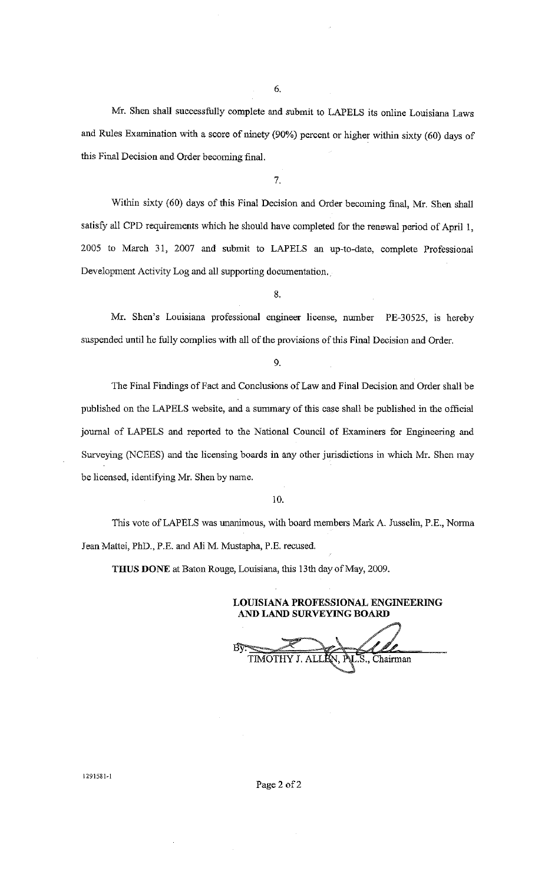6.

Mr. Shen shall successfully complete and submit to LAPELS its online Louisiana Laws and Rules Examination with a score of ninety (90%) percent or higher within sixty (60) days of this Final Decision and Order becoming final.

7.

Within sixty (60) days of this Final Decision and Order becoming final, Mr. Shen shall satisfy all CPD requirements which he should have completed for the renewal period of April 1, 2005 to March 31, 2007 and submit to LAPELS an up-to-date, complete Professional Development Activity Log and all supporting documentation.

8.

Mr. Shen's Louisiana professional engineer license, number PE-30525, is hereby suspended until he fully complies with all of the provisions of this Final Decision and Order.

9.

The Final Findings of Fact and Conclusions of Law and Final Decision and Order shall be published on the LAPELS website, and a summary of this case shall be published in the official journal of LAPELS and reported to the National Council of Examiners for Engineering and Surveying (NCEES) and the licensing boards in any other jurisdictions in which Mr. Shen may be licensed, identifying Mr. Shen by name.

10.

This vote of LAPELS was unanimous, with board members Mark A. Jusselin, P.E., Norma Jean Mattei, PhD., P.E. and Ali M. Mustapha, P.E. recused.

**THUS DONE** at Baton Rouge, Louisiana, this 13th day of May, 2009.

**LOUISIANA PROFESSIONAL ENGINEERING AND LAND SURVEYING BOARD**

By: ______________________
TIMOTHY J. ALLEN, P.L.S., Chairman

1291581-1